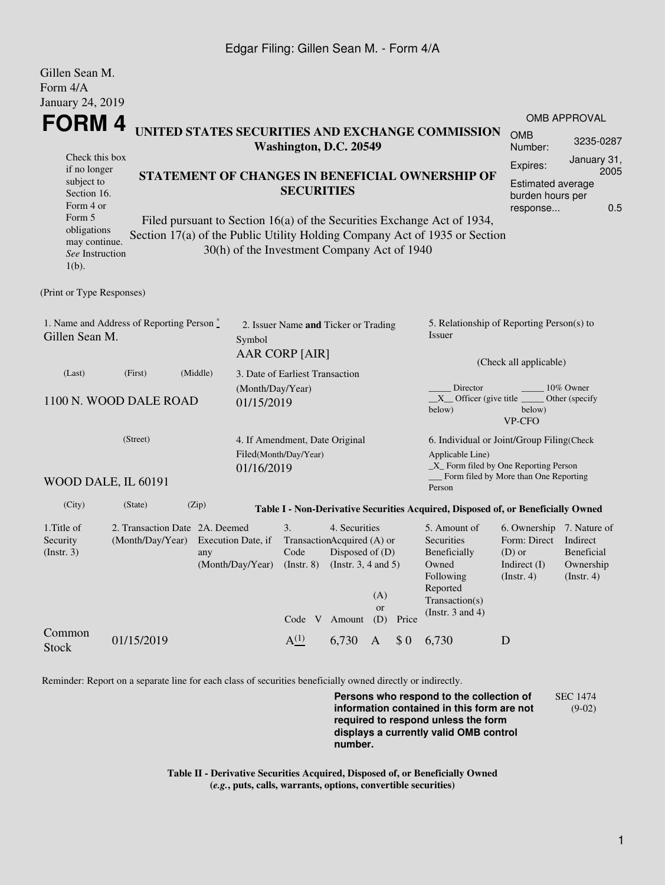Edgar Filing: Gillen Sean M. - Form 4/A

Gillen Sean M.
Form 4/A
January 24, 2019

# FORM 4

**UNITED STATES SECURITIES AND EXCHANGE COMMISSION**
**Washington, D.C. 20549**

| OMB APPROVAL | |
|---|---|
| OMB Number: | 3235-0287 |
| Expires: | January 31, 2005 |
| Estimated average burden hours per response... | 0.5 |

Check this box if no longer subject to Section 16. Form 4 or Form 5 obligations may continue. *See* Instruction 1(b).

**STATEMENT OF CHANGES IN BENEFICIAL OWNERSHIP OF SECURITIES**

Filed pursuant to Section 16(a) of the Securities Exchange Act of 1934, Section 17(a) of the Public Utility Holding Company Act of 1935 or Section 30(h) of the Investment Company Act of 1940

(Print or Type Responses)

1. Name and Address of Reporting Person *
Gillen Sean M.

(Last) (First) (Middle)

1100 N. WOOD DALE ROAD

(Street)

WOOD DALE, IL 60191

(City) (State) (Zip)

2. Issuer Name **and** Ticker or Trading Symbol
AAR CORP [AIR]

3. Date of Earliest Transaction (Month/Day/Year)
01/15/2019

4. If Amendment, Date Original Filed(Month/Day/Year)
01/16/2019

5. Relationship of Reporting Person(s) to Issuer

(Check all applicable)

_____ Director _____ 10% Owner
\_\_X\_\_ Officer (give title below) _____ Other (specify below)
VP-CFO

6. Individual or Joint/Group Filing(Check Applicable Line)
\_X\_ Form filed by One Reporting Person
___ Form filed by More than One Reporting Person

**Table I - Non-Derivative Securities Acquired, Disposed of, or Beneficially Owned**

| 1.Title of Security (Instr. 3) | 2. Transaction Date (Month/Day/Year) | 2A. Deemed Execution Date, if any (Month/Day/Year) | 3. Transaction Code (Instr. 8) | | 4. Securities Acquired (A) or Disposed of (D) (Instr. 3, 4 and 5) | | | 5. Amount of Securities Beneficially Owned Following Reported Transaction(s) (Instr. 3 and 4) | 6. Ownership Form: Direct (D) or Indirect (I) (Instr. 4) | 7. Nature of Indirect Beneficial Ownership (Instr. 4) |
|---|---|---|---|---|---|---|---|---|---|---|
| | | | Code | V | Amount | (A) or (D) | Price | | | |
| Common Stock | 01/15/2019 | | A [(1)] | | 6,730 | A | $ 0 | 6,730 | D | |

Reminder: Report on a separate line for each class of securities beneficially owned directly or indirectly.

**Persons who respond to the collection of information contained in this form are not required to respond unless the form displays a currently valid OMB control number.**

SEC 1474 (9-02)

**Table II - Derivative Securities Acquired, Disposed of, or Beneficially Owned**
**(*e.g.*, puts, calls, warrants, options, convertible securities)**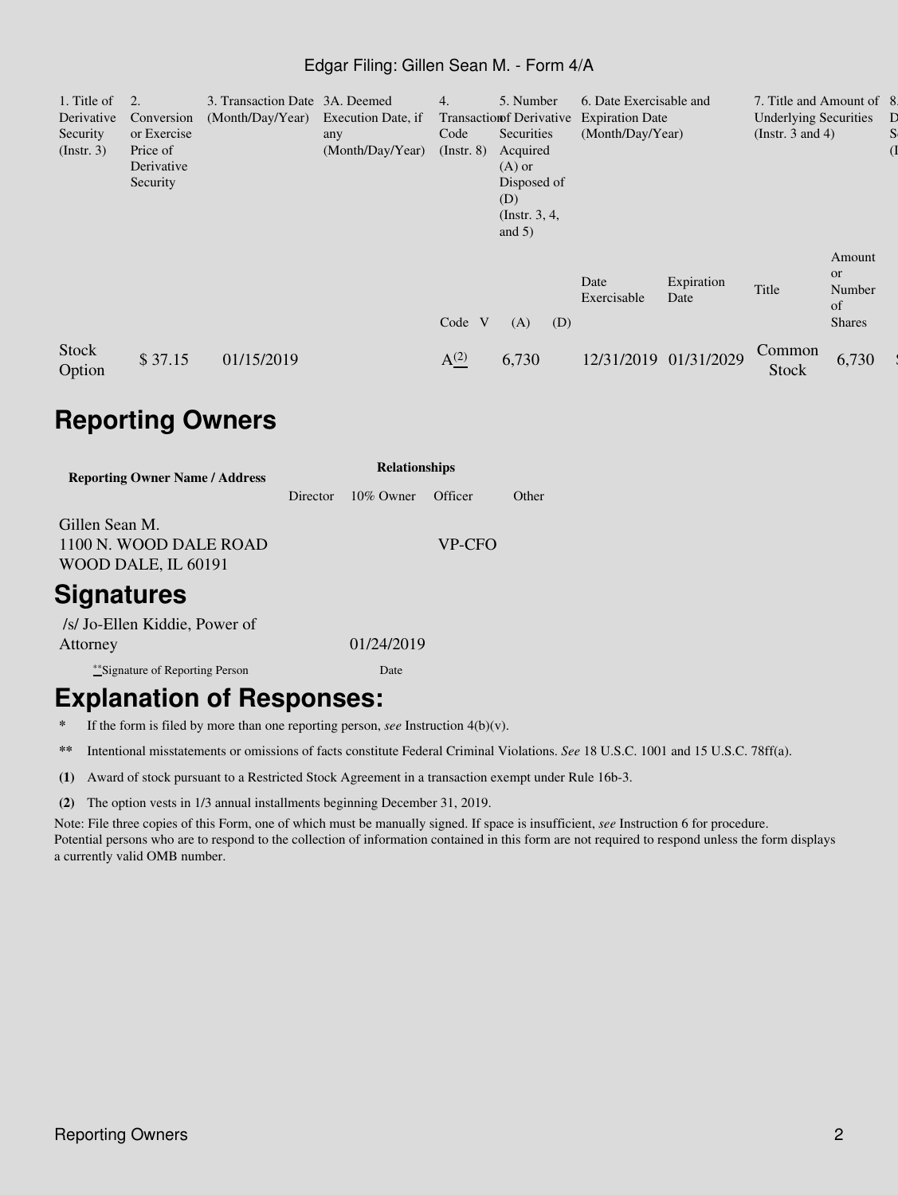| 1. Title of Derivative Security (Instr. 3) | 2. Conversion or Exercise Price of Derivative Security | 3. Transaction Date (Month/Day/Year) | 3A. Deemed Execution Date, if any (Month/Day/Year) | 4. Transaction Code (Instr. 8) | | 5. Number of Derivative Securities Acquired (A) or Disposed of (D) (Instr. 3, 4, and 5) | | 6. Date Exercisable and Expiration Date (Month/Day/Year) | | 7. Title and Amount of Underlying Securities (Instr. 3 and 4) | | 8. D S (I |
|---|---|---|---|---|---|---|---|---|---|---|---|---|
| | | | | Code | V | (A) | (D) | Date Exercisable | Expiration Date | Title | Amount or Number of Shares | |
| Stock Option | $ 37.15 | 01/15/2019 | | A(2) | | 6,730 | | 12/31/2019 | 01/31/2029 | Common Stock | 6,730 | $ |

# Reporting Owners

| Reporting Owner Name / Address | Relationships | | | |
|---|---|---|---|---|
| | Director | 10% Owner | Officer | Other |
| Gillen Sean M.<br>1100 N. WOOD DALE ROAD<br>WOOD DALE, IL 60191 | | | VP-CFO | |

# Signatures

| | |
|---|---|
| /s/ Jo-Ellen Kiddie, Power of Attorney | 01/24/2019 |
| **Signature of Reporting Person | Date |

# Explanation of Responses:

\* If the form is filed by more than one reporting person, *see* Instruction 4(b)(v).

** Intentional misstatements or omissions of facts constitute Federal Criminal Violations. *See* 18 U.S.C. 1001 and 15 U.S.C. 78ff(a).

**(1)** Award of stock pursuant to a Restricted Stock Agreement in a transaction exempt under Rule 16b-3.

**(2)** The option vests in 1/3 annual installments beginning December 31, 2019.

Note: File three copies of this Form, one of which must be manually signed. If space is insufficient, *see* Instruction 6 for procedure.
Potential persons who are to respond to the collection of information contained in this form are not required to respond unless the form displays a currently valid OMB number.